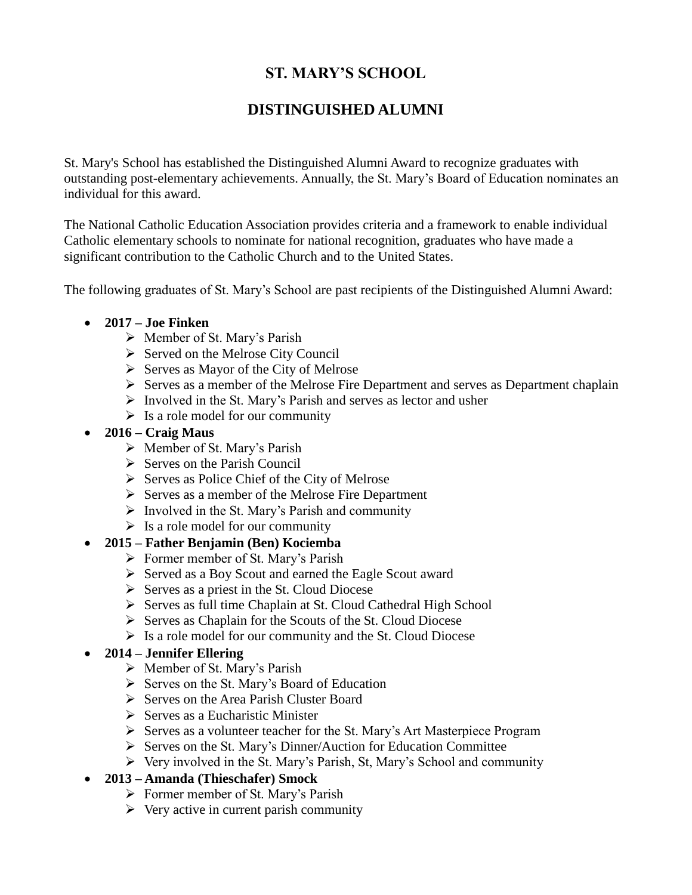# ST. MARY'S SCHOOL

# DISTINGUISHED ALUMNI

St. Mary's School has established the Distinguished Alumni Award to recognize graduates with outstanding post-elementary achievements. Annually, the St. Mary's Board of Education nominates an individual for this award.

The National Catholic Education Association provides criteria and a framework to enable individual Catholic elementary schools to nominate for national recognition, graduates who have made a significant contribution to the Catholic Church and to the United States.

The following graduates of St. Mary's School are past recipients of the Distinguished Alumni Award:

- **2017 – Joe Finken**
  - Member of St. Mary's Parish
  - Served on the Melrose City Council
  - Serves as Mayor of the City of Melrose
  - Serves as a member of the Melrose Fire Department and serves as Department chaplain
  - Involved in the St. Mary's Parish and serves as lector and usher
  - Is a role model for our community
- **2016 – Craig Maus**
  - Member of St. Mary's Parish
  - Serves on the Parish Council
  - Serves as Police Chief of the City of Melrose
  - Serves as a member of the Melrose Fire Department
  - Involved in the St. Mary's Parish and community
  - Is a role model for our community
- **2015 – Father Benjamin (Ben) Kociemba**
  - Former member of St. Mary's Parish
  - Served as a Boy Scout and earned the Eagle Scout award
  - Serves as a priest in the St. Cloud Diocese
  - Serves as full time Chaplain at St. Cloud Cathedral High School
  - Serves as Chaplain for the Scouts of the St. Cloud Diocese
  - Is a role model for our community and the St. Cloud Diocese
- **2014 – Jennifer Ellering**
  - Member of St. Mary's Parish
  - Serves on the St. Mary's Board of Education
  - Serves on the Area Parish Cluster Board
  - Serves as a Eucharistic Minister
  - Serves as a volunteer teacher for the St. Mary's Art Masterpiece Program
  - Serves on the St. Mary's Dinner/Auction for Education Committee
  - Very involved in the St. Mary's Parish, St, Mary's School and community
- **2013 – Amanda (Thieschafer) Smock**
  - Former member of St. Mary's Parish
  - Very active in current parish community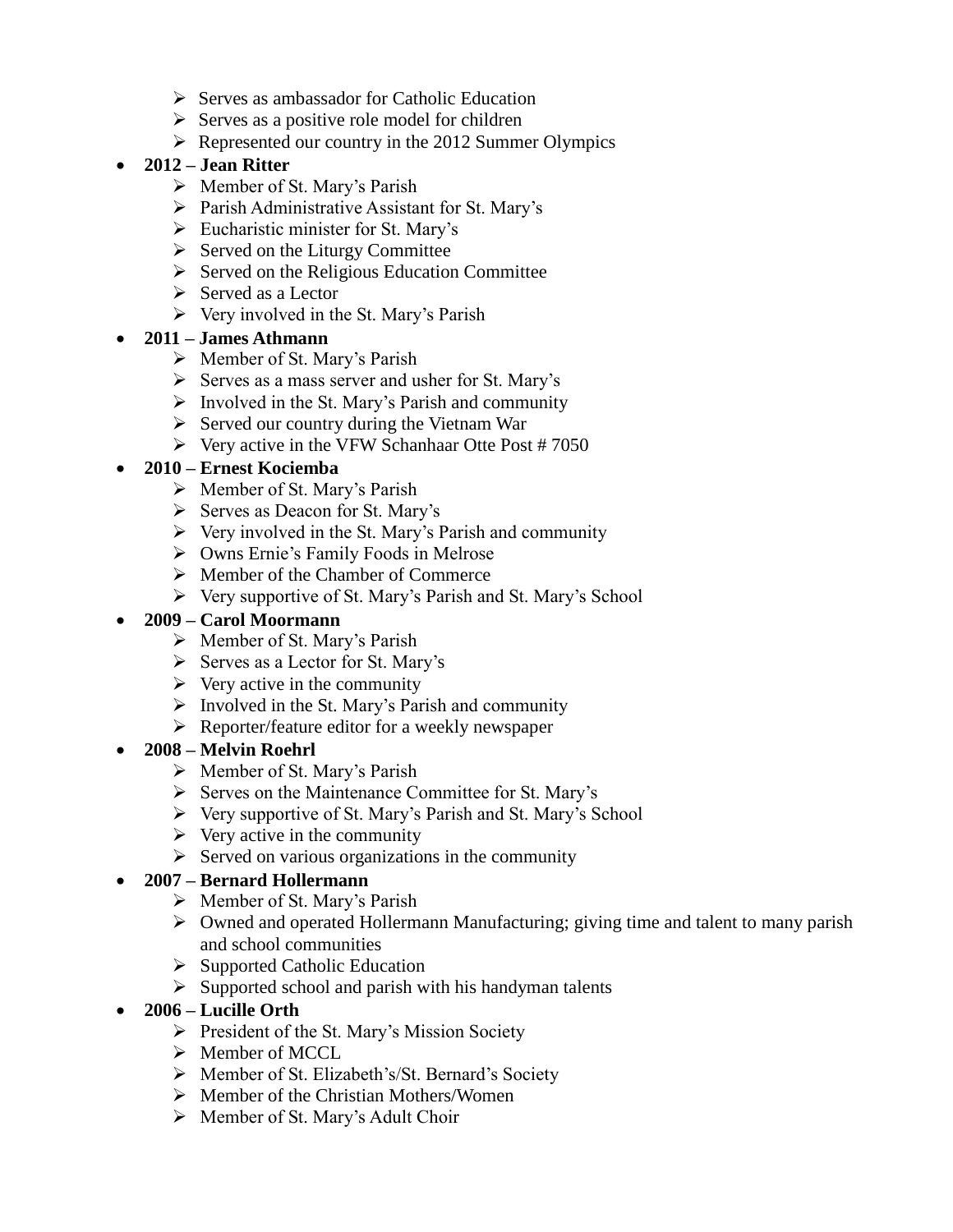- Serves as ambassador for Catholic Education
  - Serves as a positive role model for children
  - Represented our country in the 2012 Summer Olympics

- **2012 – Jean Ritter**
  - Member of St. Mary's Parish
  - Parish Administrative Assistant for St. Mary's
  - Eucharistic minister for St. Mary's
  - Served on the Liturgy Committee
  - Served on the Religious Education Committee
  - Served as a Lector
  - Very involved in the St. Mary's Parish

- **2011 – James Athmann**
  - Member of St. Mary's Parish
  - Serves as a mass server and usher for St. Mary's
  - Involved in the St. Mary's Parish and community
  - Served our country during the Vietnam War
  - Very active in the VFW Schanhaar Otte Post # 7050

- **2010 – Ernest Kociemba**
  - Member of St. Mary's Parish
  - Serves as Deacon for St. Mary's
  - Very involved in the St. Mary's Parish and community
  - Owns Ernie's Family Foods in Melrose
  - Member of the Chamber of Commerce
  - Very supportive of St. Mary's Parish and St. Mary's School

- **2009 – Carol Moormann**
  - Member of St. Mary's Parish
  - Serves as a Lector for St. Mary's
  - Very active in the community
  - Involved in the St. Mary's Parish and community
  - Reporter/feature editor for a weekly newspaper

- **2008 – Melvin Roehrl**
  - Member of St. Mary's Parish
  - Serves on the Maintenance Committee for St. Mary's
  - Very supportive of St. Mary's Parish and St. Mary's School
  - Very active in the community
  - Served on various organizations in the community

- **2007 – Bernard Hollermann**
  - Member of St. Mary's Parish
  - Owned and operated Hollermann Manufacturing; giving time and talent to many parish and school communities
  - Supported Catholic Education
  - Supported school and parish with his handyman talents

- **2006 – Lucille Orth**
  - President of the St. Mary's Mission Society
  - Member of MCCL
  - Member of St. Elizabeth's/St. Bernard's Society
  - Member of the Christian Mothers/Women
  - Member of St. Mary's Adult Choir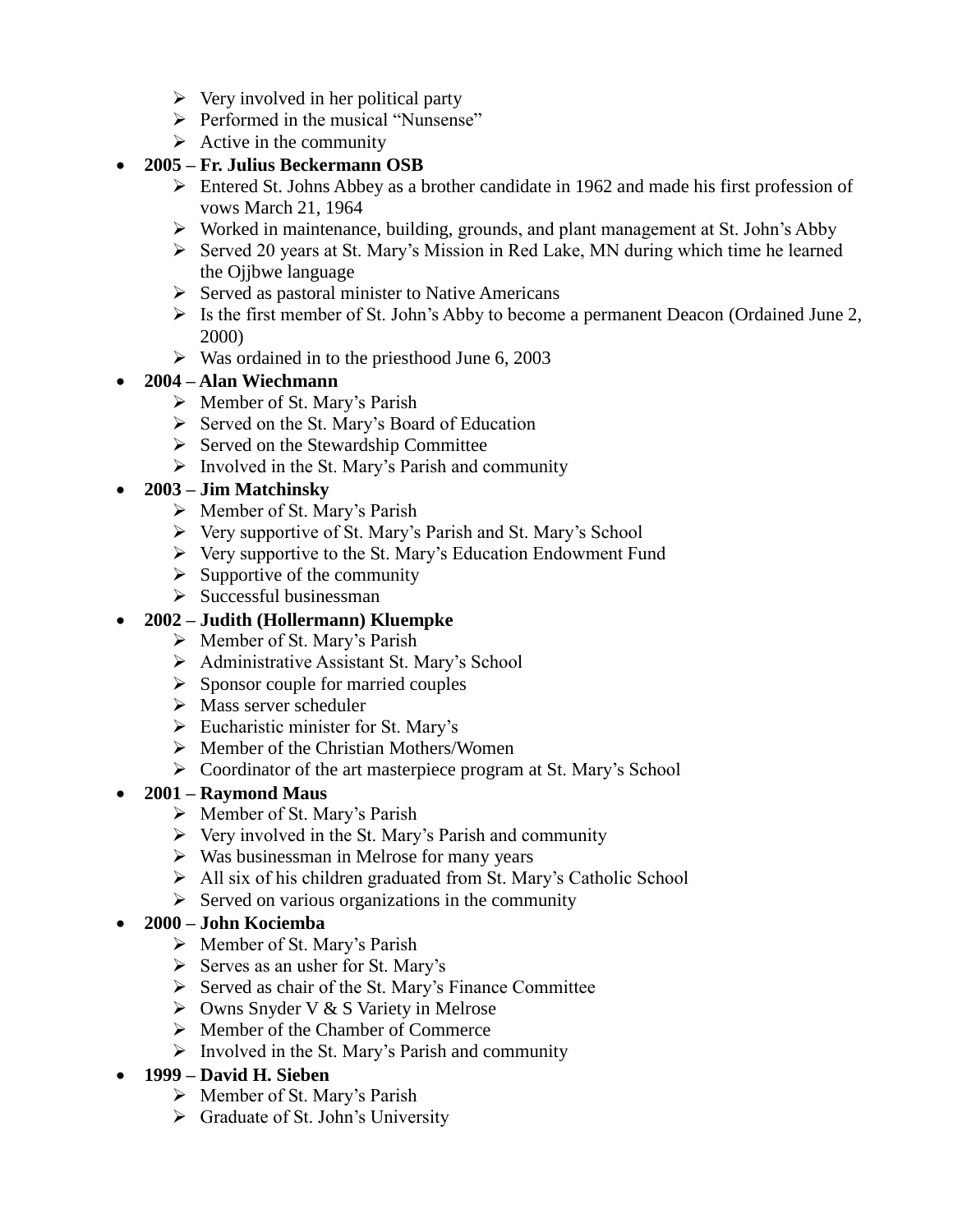- Very involved in her political party
- Performed in the musical "Nunsense"
- Active in the community

- **2005 – Fr. Julius Beckermann OSB**
  - Entered St. Johns Abbey as a brother candidate in 1962 and made his first profession of vows March 21, 1964
  - Worked in maintenance, building, grounds, and plant management at St. John's Abby
  - Served 20 years at St. Mary's Mission in Red Lake, MN during which time he learned the Ojjbwe language
  - Served as pastoral minister to Native Americans
  - Is the first member of St. John's Abby to become a permanent Deacon (Ordained June 2, 2000)
  - Was ordained in to the priesthood June 6, 2003

- **2004 – Alan Wiechmann**
  - Member of St. Mary's Parish
  - Served on the St. Mary's Board of Education
  - Served on the Stewardship Committee
  - Involved in the St. Mary's Parish and community

- **2003 – Jim Matchinsky**
  - Member of St. Mary's Parish
  - Very supportive of St. Mary's Parish and St. Mary's School
  - Very supportive to the St. Mary's Education Endowment Fund
  - Supportive of the community
  - Successful businessman

- **2002 – Judith (Hollermann) Kluempke**
  - Member of St. Mary's Parish
  - Administrative Assistant St. Mary's School
  - Sponsor couple for married couples
  - Mass server scheduler
  - Eucharistic minister for St. Mary's
  - Member of the Christian Mothers/Women
  - Coordinator of the art masterpiece program at St. Mary's School

- **2001 – Raymond Maus**
  - Member of St. Mary's Parish
  - Very involved in the St. Mary's Parish and community
  - Was businessman in Melrose for many years
  - All six of his children graduated from St. Mary's Catholic School
  - Served on various organizations in the community

- **2000 – John Kociemba**
  - Member of St. Mary's Parish
  - Serves as an usher for St. Mary's
  - Served as chair of the St. Mary's Finance Committee
  - Owns Snyder V & S Variety in Melrose
  - Member of the Chamber of Commerce
  - Involved in the St. Mary's Parish and community

- **1999 – David H. Sieben**
  - Member of St. Mary's Parish
  - Graduate of St. John's University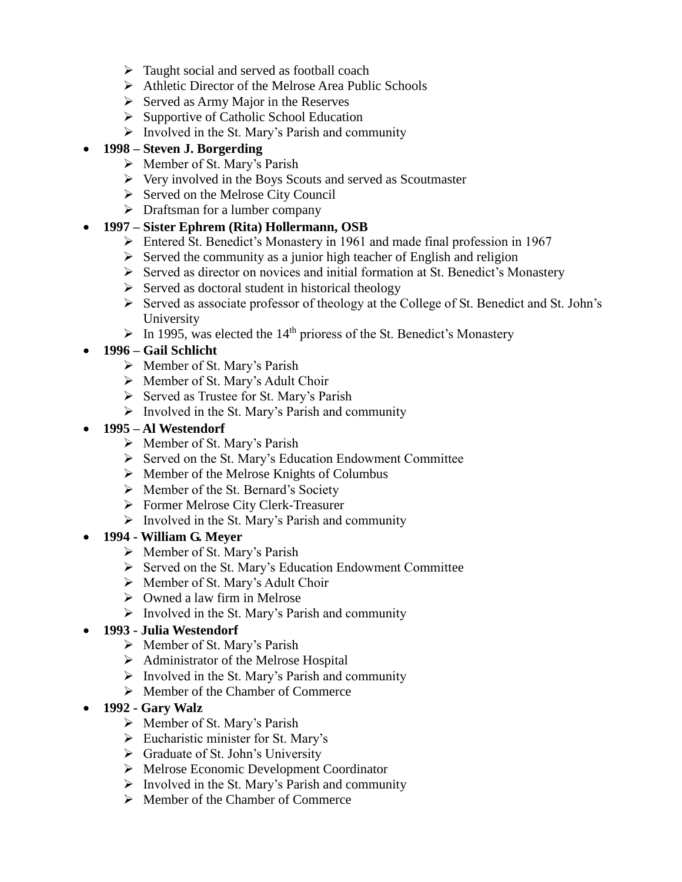- Taught social and served as football coach
- Athletic Director of the Melrose Area Public Schools
- Served as Army Major in the Reserves
- Supportive of Catholic School Education
- Involved in the St. Mary's Parish and community

- **1998 – Steven J. Borgerding**
  - Member of St. Mary's Parish
  - Very involved in the Boys Scouts and served as Scoutmaster
  - Served on the Melrose City Council
  - Draftsman for a lumber company
- **1997 – Sister Ephrem (Rita) Hollermann, OSB**
  - Entered St. Benedict's Monastery in 1961 and made final profession in 1967
  - Served the community as a junior high teacher of English and religion
  - Served as director on novices and initial formation at St. Benedict's Monastery
  - Served as doctoral student in historical theology
  - Served as associate professor of theology at the College of St. Benedict and St. John's University
  - In 1995, was elected the 14th prioress of the St. Benedict's Monastery
- **1996 – Gail Schlicht**
  - Member of St. Mary's Parish
  - Member of St. Mary's Adult Choir
  - Served as Trustee for St. Mary's Parish
  - Involved in the St. Mary's Parish and community
- **1995 – Al Westendorf**
  - Member of St. Mary's Parish
  - Served on the St. Mary's Education Endowment Committee
  - Member of the Melrose Knights of Columbus
  - Member of the St. Bernard's Society
  - Former Melrose City Clerk-Treasurer
  - Involved in the St. Mary's Parish and community
- **1994 - William G. Meyer**
  - Member of St. Mary's Parish
  - Served on the St. Mary's Education Endowment Committee
  - Member of St. Mary's Adult Choir
  - Owned a law firm in Melrose
  - Involved in the St. Mary's Parish and community
- **1993 - Julia Westendorf**
  - Member of St. Mary's Parish
  - Administrator of the Melrose Hospital
  - Involved in the St. Mary's Parish and community
  - Member of the Chamber of Commerce
- **1992 - Gary Walz**
  - Member of St. Mary's Parish
  - Eucharistic minister for St. Mary's
  - Graduate of St. John's University
  - Melrose Economic Development Coordinator
  - Involved in the St. Mary's Parish and community
  - Member of the Chamber of Commerce